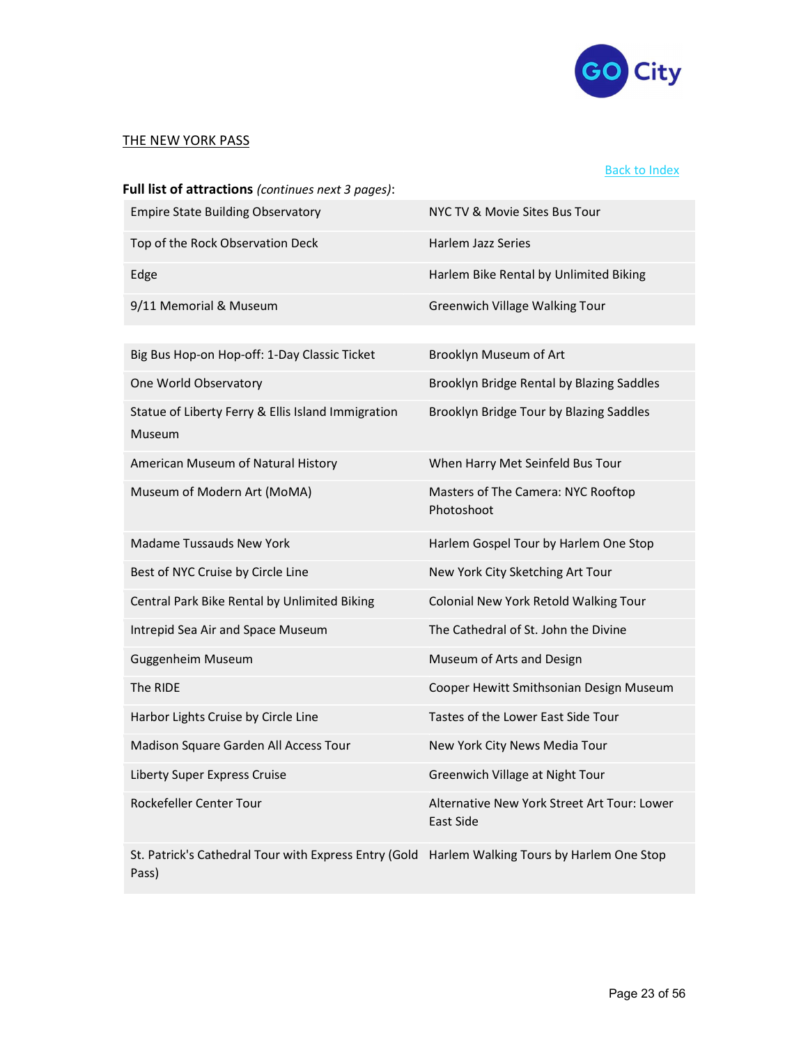THE NEW YORK PASS

[Back to Index]

**Full list of attractions** *(continues next 3 pages)*:

| | |
|---|---|
| Empire State Building Observatory | NYC TV & Movie Sites Bus Tour |
| Top of the Rock Observation Deck | Harlem Jazz Series |
| Edge | Harlem Bike Rental by Unlimited Biking |
| 9/11 Memorial & Museum | Greenwich Village Walking Tour |
| Big Bus Hop-on Hop-off: 1-Day Classic Ticket | Brooklyn Museum of Art |
| One World Observatory | Brooklyn Bridge Rental by Blazing Saddles |
| Statue of Liberty Ferry & Ellis Island Immigration Museum | Brooklyn Bridge Tour by Blazing Saddles |
| American Museum of Natural History | When Harry Met Seinfeld Bus Tour |
| Museum of Modern Art (MoMA) | Masters of The Camera: NYC Rooftop Photoshoot |
| Madame Tussauds New York | Harlem Gospel Tour by Harlem One Stop |
| Best of NYC Cruise by Circle Line | New York City Sketching Art Tour |
| Central Park Bike Rental by Unlimited Biking | Colonial New York Retold Walking Tour |
| Intrepid Sea Air and Space Museum | The Cathedral of St. John the Divine |
| Guggenheim Museum | Museum of Arts and Design |
| The RIDE | Cooper Hewitt Smithsonian Design Museum |
| Harbor Lights Cruise by Circle Line | Tastes of the Lower East Side Tour |
| Madison Square Garden All Access Tour | New York City News Media Tour |
| Liberty Super Express Cruise | Greenwich Village at Night Tour |
| Rockefeller Center Tour | Alternative New York Street Art Tour: Lower East Side |
| St. Patrick's Cathedral Tour with Express Entry (Gold Pass) | Harlem Walking Tours by Harlem One Stop |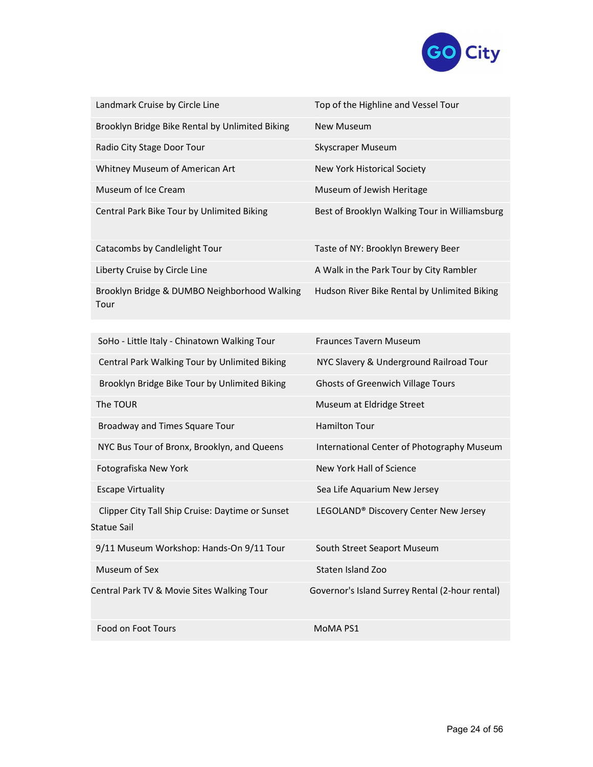| | |
|---|---|
| Landmark Cruise by Circle Line | Top of the Highline and Vessel Tour |
| Brooklyn Bridge Bike Rental by Unlimited Biking | New Museum |
| Radio City Stage Door Tour | Skyscraper Museum |
| Whitney Museum of American Art | New York Historical Society |
| Museum of Ice Cream | Museum of Jewish Heritage |
| Central Park Bike Tour by Unlimited Biking | Best of Brooklyn Walking Tour in Williamsburg |
| Catacombs by Candlelight Tour | Taste of NY: Brooklyn Brewery Beer |
| Liberty Cruise by Circle Line | A Walk in the Park Tour by City Rambler |
| Brooklyn Bridge & DUMBO Neighborhood Walking Tour | Hudson River Bike Rental by Unlimited Biking |

| | |
|---|---|
| SoHo - Little Italy - Chinatown Walking Tour | Fraunces Tavern Museum |
| Central Park Walking Tour by Unlimited Biking | NYC Slavery & Underground Railroad Tour |
| Brooklyn Bridge Bike Tour by Unlimited Biking | Ghosts of Greenwich Village Tours |
| The TOUR | Museum at Eldridge Street |
| Broadway and Times Square Tour | Hamilton Tour |
| NYC Bus Tour of Bronx, Brooklyn, and Queens | International Center of Photography Museum |
| Fotografiska New York | New York Hall of Science |
| Escape Virtuality | Sea Life Aquarium New Jersey |
| Clipper City Tall Ship Cruise: Daytime or Sunset Statue Sail | LEGOLAND® Discovery Center New Jersey |
| 9/11 Museum Workshop: Hands-On 9/11 Tour | South Street Seaport Museum |
| Museum of Sex | Staten Island Zoo |
| Central Park TV & Movie Sites Walking Tour | Governor's Island Surrey Rental (2-hour rental) |
| Food on Foot Tours | MoMA PS1 |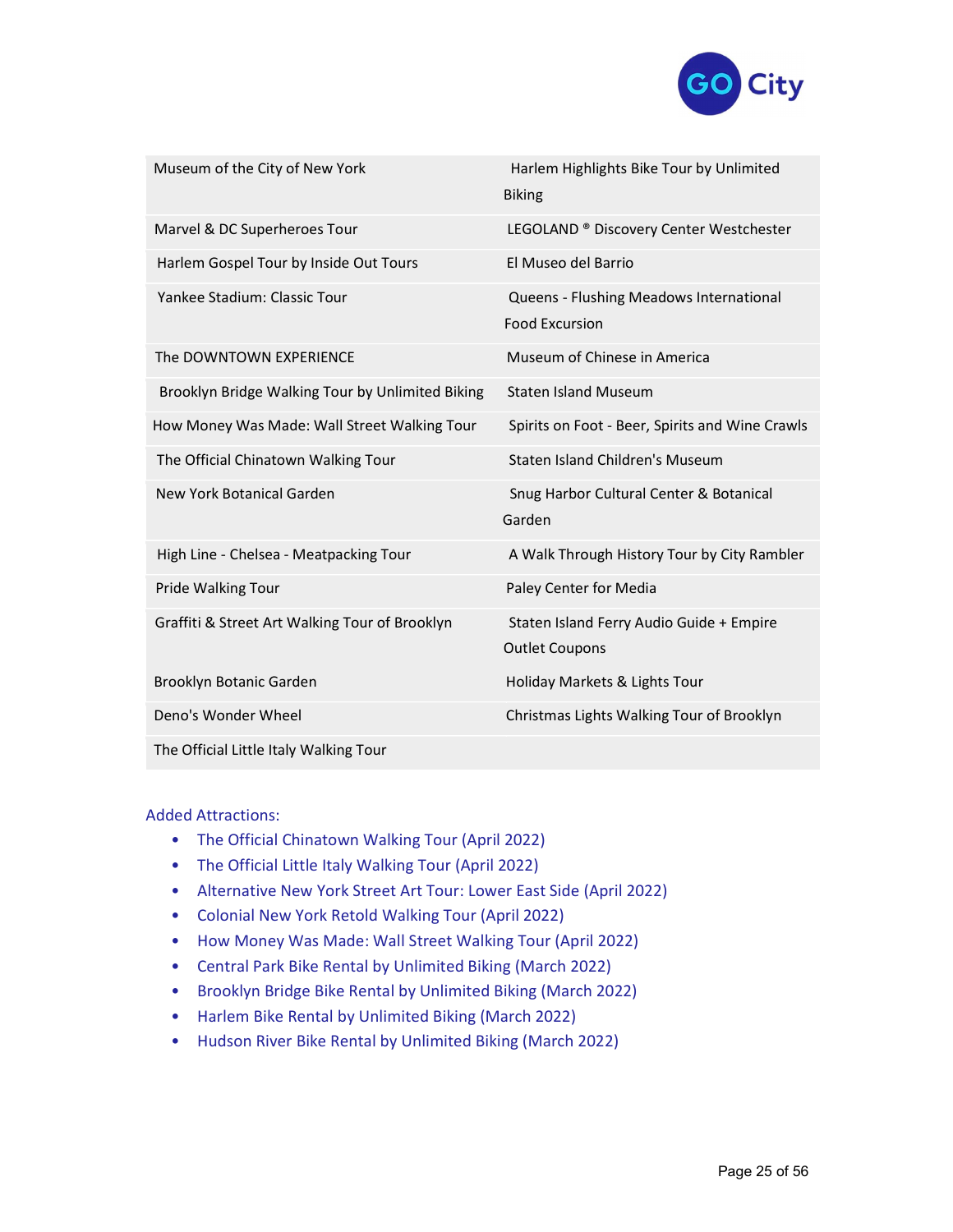| | |
|---|---|
| Museum of the City of New York | Harlem Highlights Bike Tour by Unlimited Biking |
| Marvel & DC Superheroes Tour | LEGOLAND ® Discovery Center Westchester |
| Harlem Gospel Tour by Inside Out Tours | El Museo del Barrio |
| Yankee Stadium: Classic Tour | Queens - Flushing Meadows International Food Excursion |
| The DOWNTOWN EXPERIENCE | Museum of Chinese in America |
| Brooklyn Bridge Walking Tour by Unlimited Biking | Staten Island Museum |
| How Money Was Made: Wall Street Walking Tour | Spirits on Foot - Beer, Spirits and Wine Crawls |
| The Official Chinatown Walking Tour | Staten Island Children's Museum |
| New York Botanical Garden | Snug Harbor Cultural Center & Botanical Garden |
| High Line - Chelsea - Meatpacking Tour | A Walk Through History Tour by City Rambler |
| Pride Walking Tour | Paley Center for Media |
| Graffiti & Street Art Walking Tour of Brooklyn | Staten Island Ferry Audio Guide + Empire Outlet Coupons |
| Brooklyn Botanic Garden | Holiday Markets & Lights Tour |
| Deno's Wonder Wheel | Christmas Lights Walking Tour of Brooklyn |
| The Official Little Italy Walking Tour | |

Added Attractions:

- The Official Chinatown Walking Tour (April 2022)
- The Official Little Italy Walking Tour (April 2022)
- Alternative New York Street Art Tour: Lower East Side (April 2022)
- Colonial New York Retold Walking Tour (April 2022)
- How Money Was Made: Wall Street Walking Tour (April 2022)
- Central Park Bike Rental by Unlimited Biking (March 2022)
- Brooklyn Bridge Bike Rental by Unlimited Biking (March 2022)
- Harlem Bike Rental by Unlimited Biking (March 2022)
- Hudson River Bike Rental by Unlimited Biking (March 2022)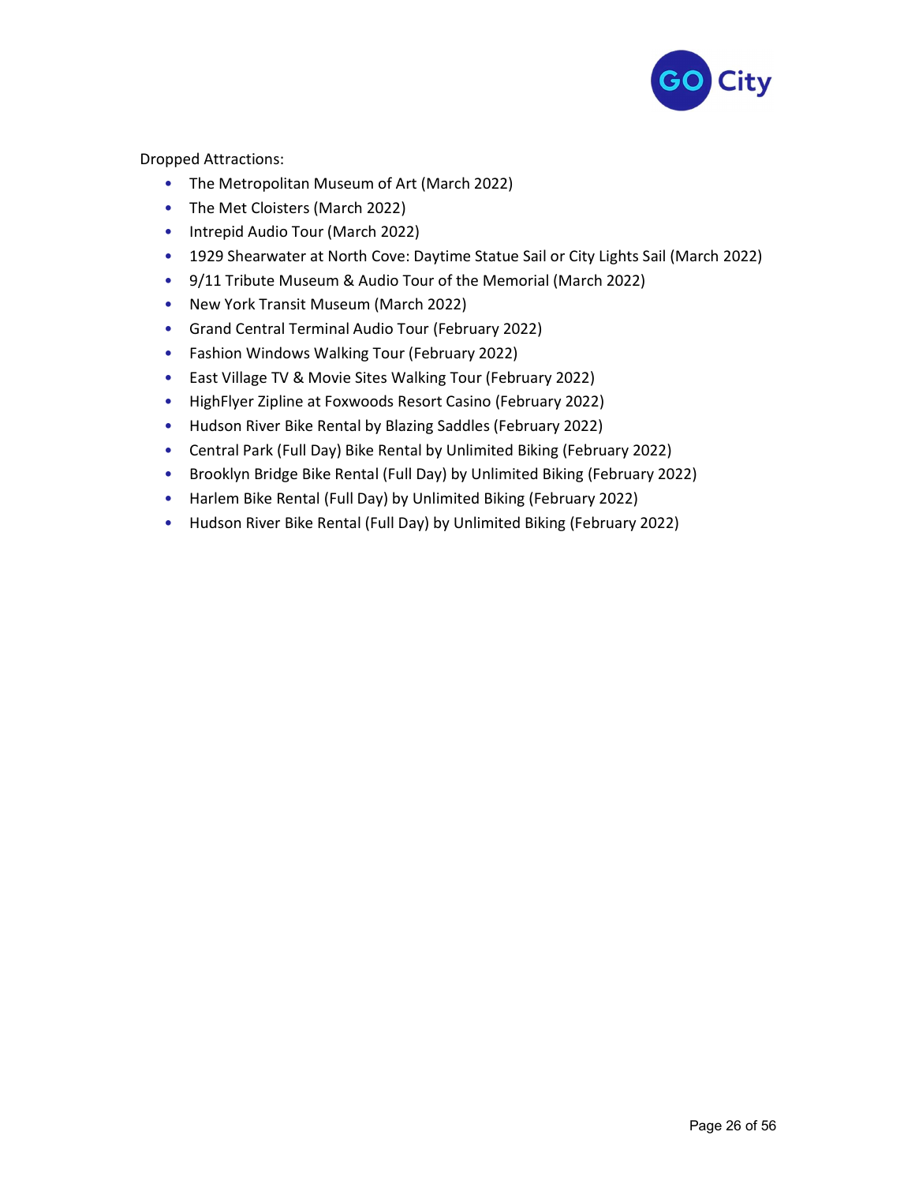Dropped Attractions:

- The Metropolitan Museum of Art (March 2022)
- The Met Cloisters (March 2022)
- Intrepid Audio Tour (March 2022)
- 1929 Shearwater at North Cove: Daytime Statue Sail or City Lights Sail (March 2022)
- 9/11 Tribute Museum & Audio Tour of the Memorial (March 2022)
- New York Transit Museum (March 2022)
- Grand Central Terminal Audio Tour (February 2022)
- Fashion Windows Walking Tour (February 2022)
- East Village TV & Movie Sites Walking Tour (February 2022)
- HighFlyer Zipline at Foxwoods Resort Casino (February 2022)
- Hudson River Bike Rental by Blazing Saddles (February 2022)
- Central Park (Full Day) Bike Rental by Unlimited Biking (February 2022)
- Brooklyn Bridge Bike Rental (Full Day) by Unlimited Biking (February 2022)
- Harlem Bike Rental (Full Day) by Unlimited Biking (February 2022)
- Hudson River Bike Rental (Full Day) by Unlimited Biking (February 2022)